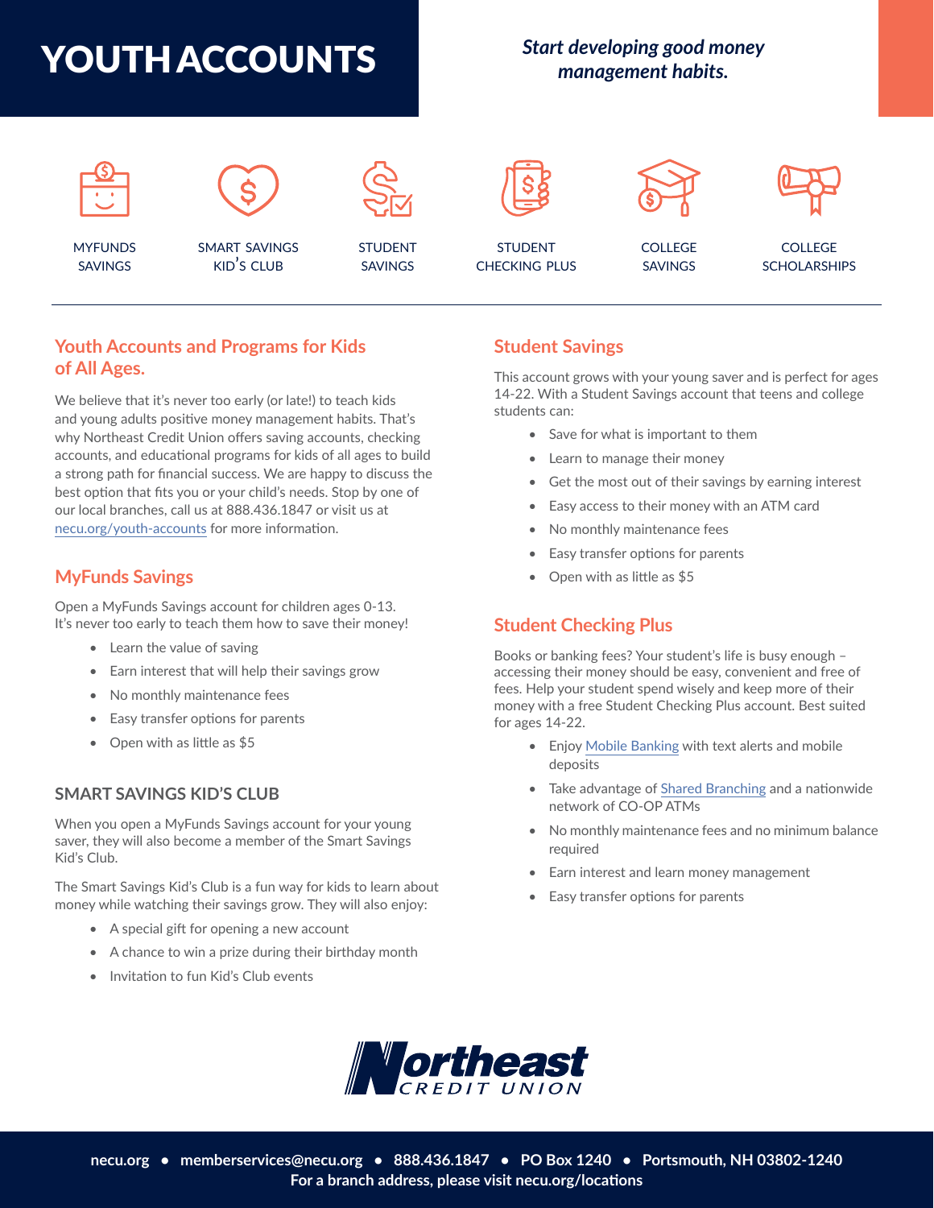# YOUTH ACCOUNTS

***Start developing good money management habits.***

MYFUNDS SAVINGS | SMART SAVINGS KID'S CLUB | STUDENT SAVINGS | STUDENT CHECKING PLUS | COLLEGE SAVINGS | COLLEGE SCHOLARSHIPS

## Youth Accounts and Programs for Kids of All Ages.

We believe that it's never too early (or late!) to teach kids and young adults positive money management habits. That's why Northeast Credit Union offers saving accounts, checking accounts, and educational programs for kids of all ages to build a strong path for financial success. We are happy to discuss the best option that fits you or your child's needs. Stop by one of our local branches, call us at 888.436.1847 or visit us at necu.org/youth-accounts for more information.

## MyFunds Savings

Open a MyFunds Savings account for children ages 0-13. It's never too early to teach them how to save their money!

- Learn the value of saving
- Earn interest that will help their savings grow
- No monthly maintenance fees
- Easy transfer options for parents
- Open with as little as $5

### SMART SAVINGS KID'S CLUB

When you open a MyFunds Savings account for your young saver, they will also become a member of the Smart Savings Kid's Club.

The Smart Savings Kid's Club is a fun way for kids to learn about money while watching their savings grow. They will also enjoy:

- A special gift for opening a new account
- A chance to win a prize during their birthday month
- Invitation to fun Kid's Club events

## Student Savings

This account grows with your young saver and is perfect for ages 14-22. With a Student Savings account that teens and college students can:

- Save for what is important to them
- Learn to manage their money
- Get the most out of their savings by earning interest
- Easy access to their money with an ATM card
- No monthly maintenance fees
- Easy transfer options for parents
- Open with as little as $5

## Student Checking Plus

Books or banking fees? Your student's life is busy enough – accessing their money should be easy, convenient and free of fees. Help your student spend wisely and keep more of their money with a free Student Checking Plus account. Best suited for ages 14-22.

- Enjoy Mobile Banking with text alerts and mobile deposits
- Take advantage of Shared Branching and a nationwide network of CO-OP ATMs
- No monthly maintenance fees and no minimum balance required
- Earn interest and learn money management
- Easy transfer options for parents

**Northeast CREDIT UNION**

**necu.org • memberservices@necu.org • 888.436.1847 • PO Box 1240 • Portsmouth, NH 03802-1240**
**For a branch address, please visit necu.org/locations**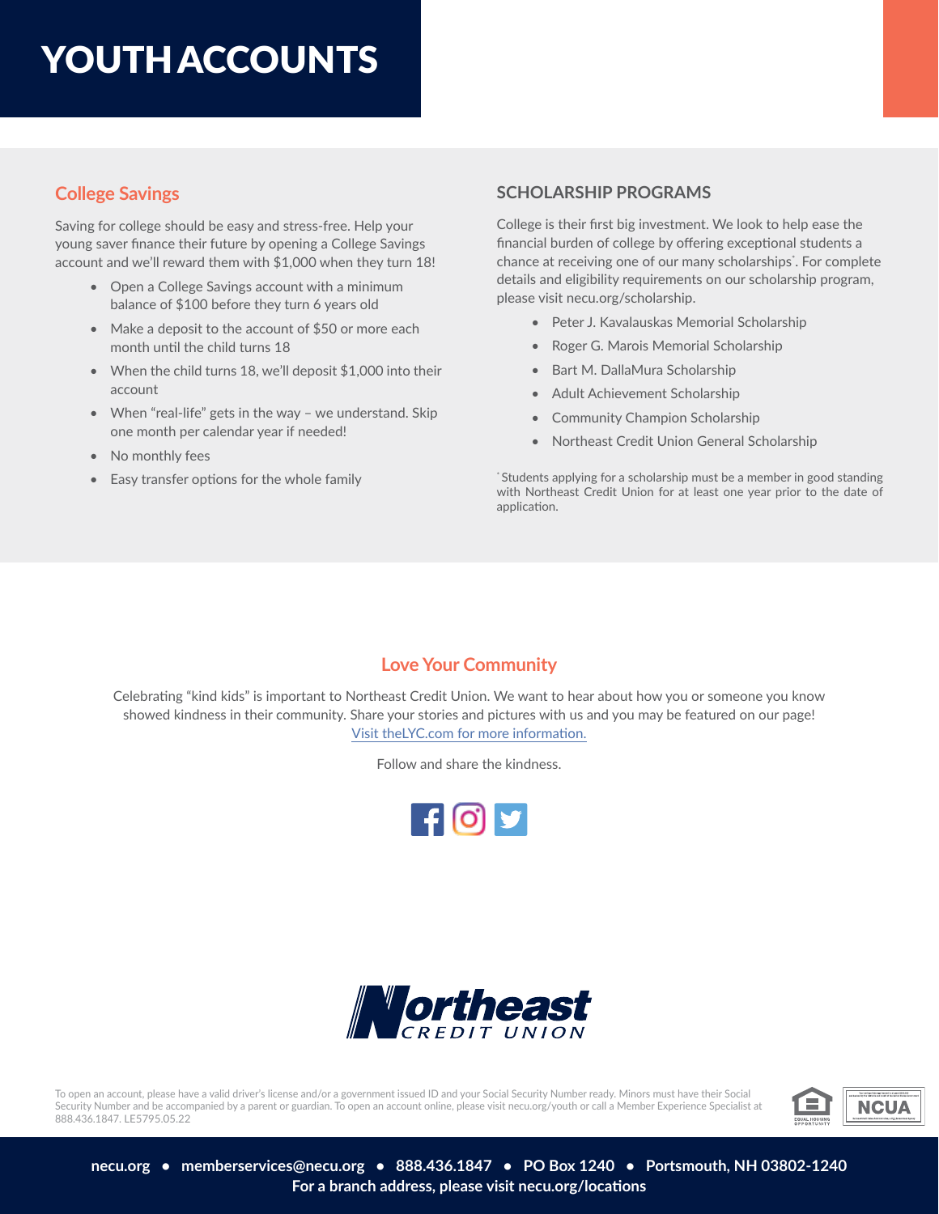# YOUTH ACCOUNTS

## College Savings

Saving for college should be easy and stress-free. Help your young saver finance their future by opening a College Savings account and we'll reward them with $1,000 when they turn 18!

- Open a College Savings account with a minimum balance of $100 before they turn 6 years old
- Make a deposit to the account of $50 or more each month until the child turns 18
- When the child turns 18, we'll deposit $1,000 into their account
- When "real-life" gets in the way – we understand. Skip one month per calendar year if needed!
- No monthly fees
- Easy transfer options for the whole family

## SCHOLARSHIP PROGRAMS

College is their first big investment. We look to help ease the financial burden of college by offering exceptional students a chance at receiving one of our many scholarships*. For complete details and eligibility requirements on our scholarship program, please visit necu.org/scholarship.

- Peter J. Kavalauskas Memorial Scholarship
- Roger G. Marois Memorial Scholarship
- Bart M. DallaMura Scholarship
- Adult Achievement Scholarship
- Community Champion Scholarship
- Northeast Credit Union General Scholarship

* Students applying for a scholarship must be a member in good standing with Northeast Credit Union for at least one year prior to the date of application.

## Love Your Community

Celebrating "kind kids" is important to Northeast Credit Union. We want to hear about how you or someone you know showed kindness in their community. Share your stories and pictures with us and you may be featured on our page! Visit theLYC.com for more information.

Follow and share the kindness.

Northeast CREDIT UNION

To open an account, please have a valid driver's license and/or a government issued ID and your Social Security Number ready. Minors must have their Social Security Number and be accompanied by a parent or guardian. To open an account online, please visit necu.org/youth or call a Member Experience Specialist at 888.436.1847. LE5795.05.22

EQUAL HOUSING OPPORTUNITY

NCUA

**necu.org • memberservices@necu.org • 888.436.1847 • PO Box 1240 • Portsmouth, NH 03802-1240**

**For a branch address, please visit necu.org/locations**